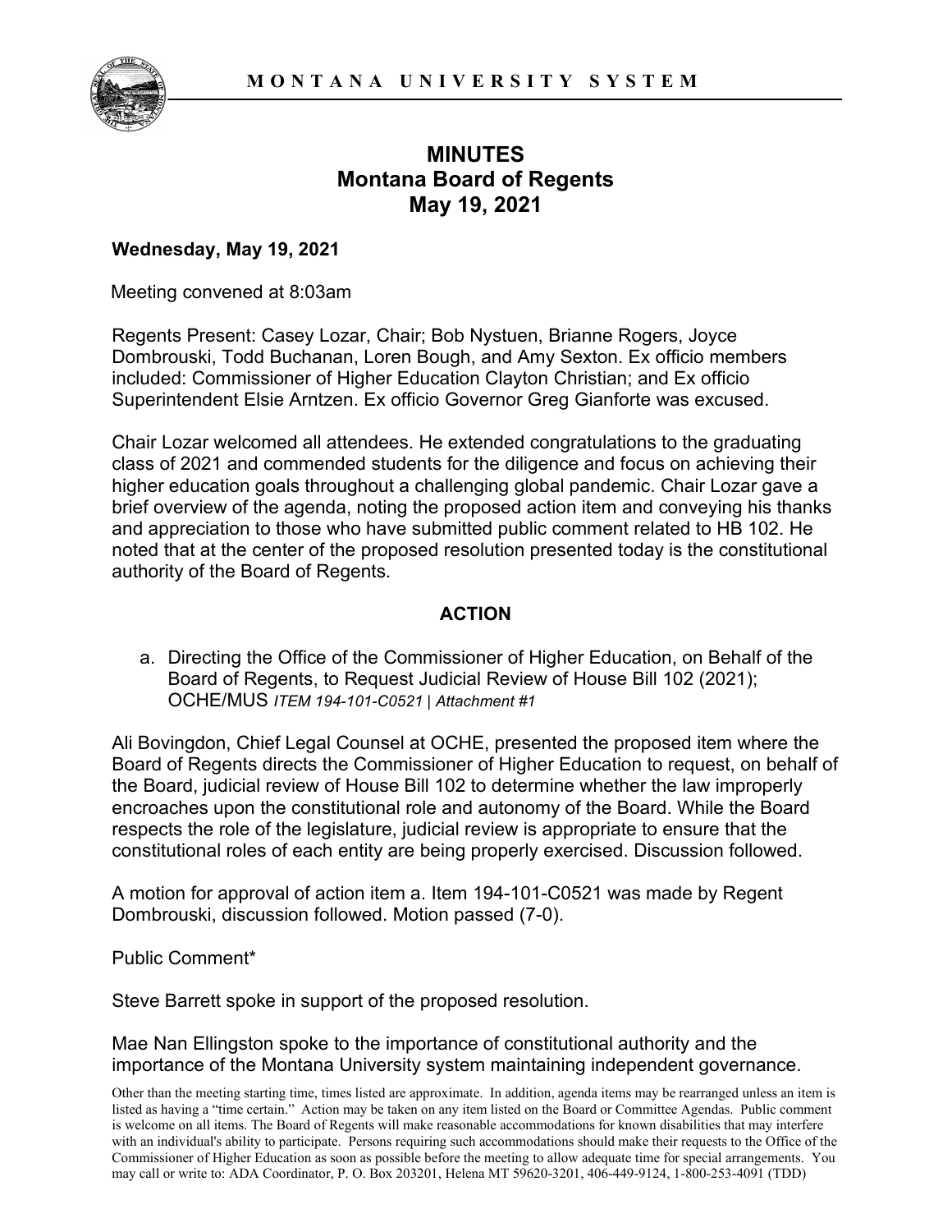MONTANA UNIVERSITY SYSTEM

# MINUTES
# Montana Board of Regents
# May 19, 2021

**Wednesday, May 19, 2021**

Meeting convened at 8:03am

Regents Present: Casey Lozar, Chair; Bob Nystuen, Brianne Rogers, Joyce Dombrouski, Todd Buchanan, Loren Bough, and Amy Sexton. Ex officio members included: Commissioner of Higher Education Clayton Christian; and Ex officio Superintendent Elsie Arntzen. Ex officio Governor Greg Gianforte was excused.

Chair Lozar welcomed all attendees. He extended congratulations to the graduating class of 2021 and commended students for the diligence and focus on achieving their higher education goals throughout a challenging global pandemic. Chair Lozar gave a brief overview of the agenda, noting the proposed action item and conveying his thanks and appreciation to those who have submitted public comment related to HB 102. He noted that at the center of the proposed resolution presented today is the constitutional authority of the Board of Regents.

## ACTION

a. Directing the Office of the Commissioner of Higher Education, on Behalf of the Board of Regents, to Request Judicial Review of House Bill 102 (2021); OCHE/MUS *ITEM 194-101-C0521 | Attachment #1*

Ali Bovingdon, Chief Legal Counsel at OCHE, presented the proposed item where the Board of Regents directs the Commissioner of Higher Education to request, on behalf of the Board, judicial review of House Bill 102 to determine whether the law improperly encroaches upon the constitutional role and autonomy of the Board. While the Board respects the role of the legislature, judicial review is appropriate to ensure that the constitutional roles of each entity are being properly exercised. Discussion followed.

A motion for approval of action item a. Item 194-101-C0521 was made by Regent Dombrouski, discussion followed. Motion passed (7-0).

Public Comment*

Steve Barrett spoke in support of the proposed resolution.

Mae Nan Ellingston spoke to the importance of constitutional authority and the importance of the Montana University system maintaining independent governance.

Other than the meeting starting time, times listed are approximate. In addition, agenda items may be rearranged unless an item is listed as having a "time certain." Action may be taken on any item listed on the Board or Committee Agendas. Public comment is welcome on all items. The Board of Regents will make reasonable accommodations for known disabilities that may interfere with an individual's ability to participate. Persons requiring such accommodations should make their requests to the Office of the Commissioner of Higher Education as soon as possible before the meeting to allow adequate time for special arrangements. You may call or write to: ADA Coordinator, P. O. Box 203201, Helena MT 59620-3201, 406-449-9124, 1-800-253-4091 (TDD)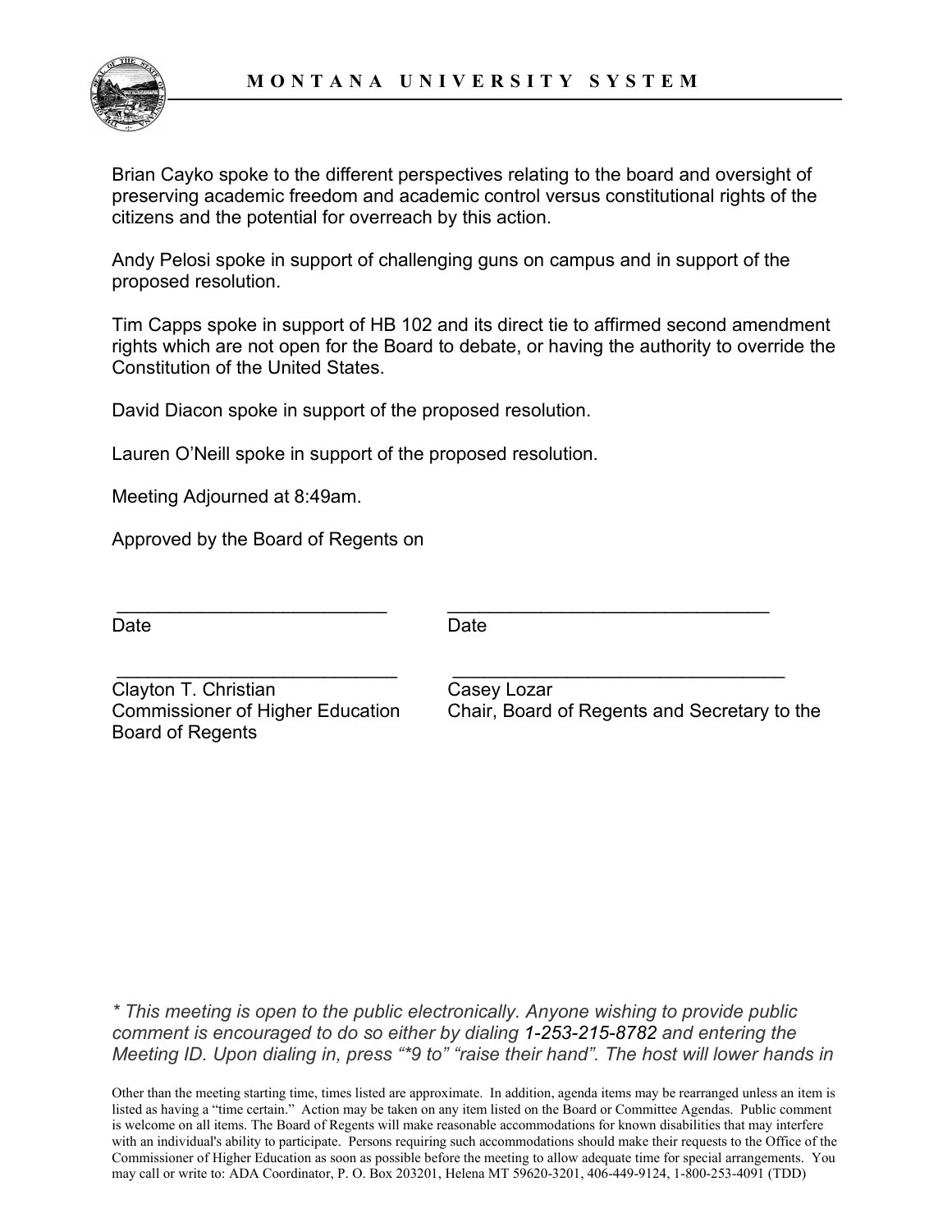Brian Cayko spoke to the different perspectives relating to the board and oversight of preserving academic freedom and academic control versus constitutional rights of the citizens and the potential for overreach by this action.

Andy Pelosi spoke in support of challenging guns on campus and in support of the proposed resolution.

Tim Capps spoke in support of HB 102 and its direct tie to affirmed second amendment rights which are not open for the Board to debate, or having the authority to override the Constitution of the United States.

David Diacon spoke in support of the proposed resolution.

Lauren O'Neill spoke in support of the proposed resolution.

Meeting Adjourned at 8:49am.

Approved by the Board of Regents on

| | |
|---|---|
| ___________________________ | ________________________________ |
| Date | Date |
| ___________________________ | ________________________________ |
| Clayton T. Christian<br>Commissioner of Higher Education<br>Board of Regents | Casey Lozar<br>Chair, Board of Regents and Secretary to the |

*\* This meeting is open to the public electronically. Anyone wishing to provide public comment is encouraged to do so either by dialing 1-253-215-8782 and entering the Meeting ID. Upon dialing in, press "\*9 to" "raise their hand". The host will lower hands in*

Other than the meeting starting time, times listed are approximate. In addition, agenda items may be rearranged unless an item is listed as having a "time certain." Action may be taken on any item listed on the Board or Committee Agendas. Public comment is welcome on all items. The Board of Regents will make reasonable accommodations for known disabilities that may interfere with an individual's ability to participate. Persons requiring such accommodations should make their requests to the Office of the Commissioner of Higher Education as soon as possible before the meeting to allow adequate time for special arrangements. You may call or write to: ADA Coordinator, P. O. Box 203201, Helena MT 59620-3201, 406-449-9124, 1-800-253-4091 (TDD)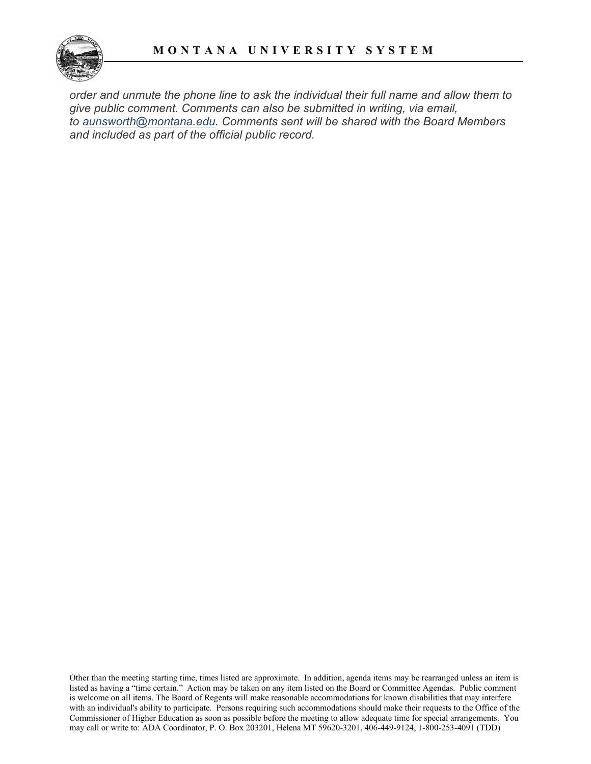*order and unmute the phone line to ask the individual their full name and allow them to give public comment. Comments can also be submitted in writing, via email, to [aunsworth@montana.edu](mailto:aunsworth@montana.edu). Comments sent will be shared with the Board Members and included as part of the official public record.*

Other than the meeting starting time, times listed are approximate. In addition, agenda items may be rearranged unless an item is listed as having a "time certain." Action may be taken on any item listed on the Board or Committee Agendas. Public comment is welcome on all items. The Board of Regents will make reasonable accommodations for known disabilities that may interfere with an individual's ability to participate. Persons requiring such accommodations should make their requests to the Office of the Commissioner of Higher Education as soon as possible before the meeting to allow adequate time for special arrangements. You may call or write to: ADA Coordinator, P. O. Box 203201, Helena MT 59620-3201, 406-449-9124, 1-800-253-4091 (TDD)